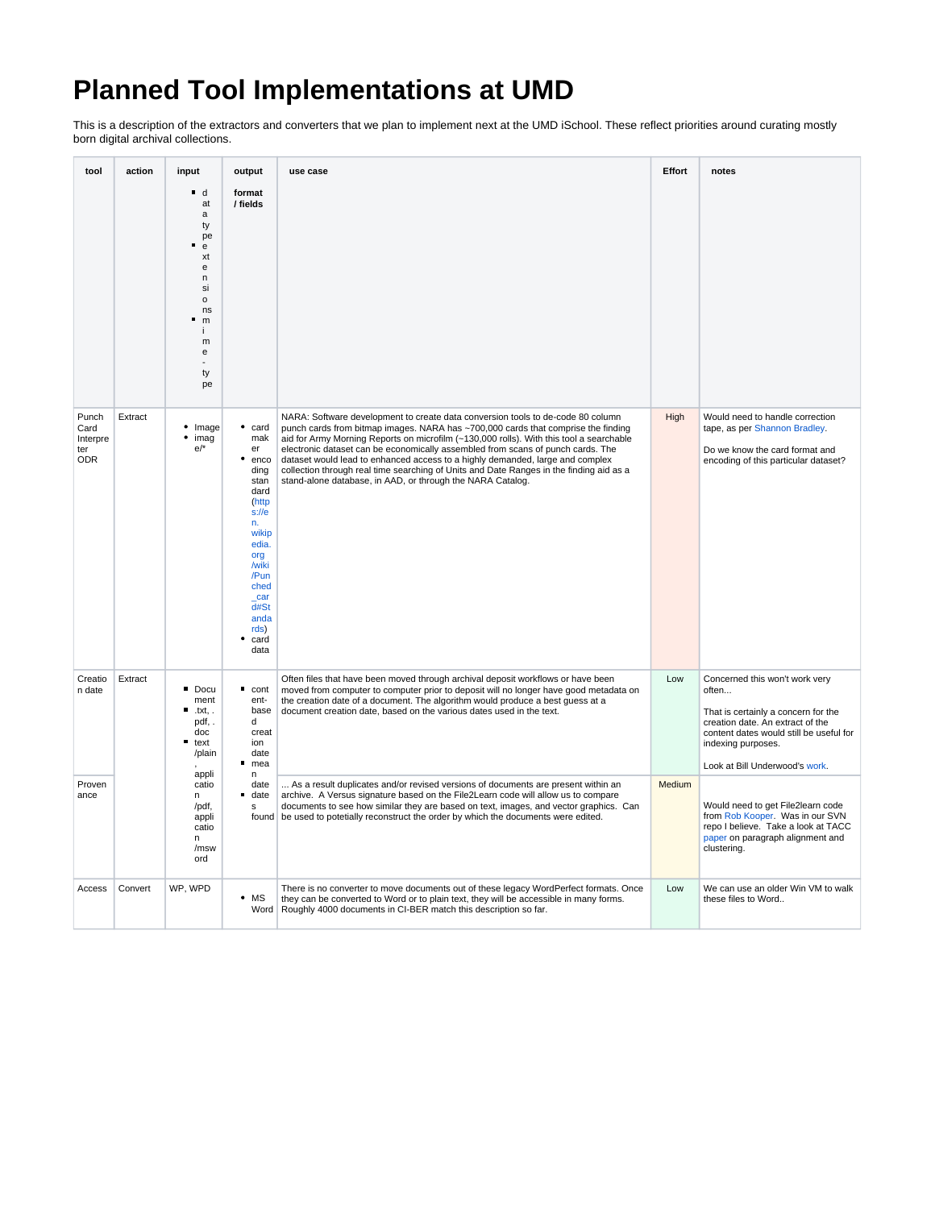# Planned Tool Implementations at UMD

This is a description of the extractors and converters that we plan to implement next at the UMD iSchool. These reflect priorities around curating mostly born digital archival collections.

| tool | action | input<br>• data type<br>• extensions<br>• mime-type | output<br>format / fields | use case | Effort | notes |
|---|---|---|---|---|---|---|
| Punch Card Interpreter ODR | Extract | • Image<br>• image/* | • card maker<br>• encoding standard (https://en.wikipedia.org/wiki/Punched_card#Standards)<br>• card data | NARA: Software development to create data conversion tools to de-code 80 column punch cards from bitmap images. NARA has ~700,000 cards that comprise the finding aid for Army Morning Reports on microfilm (~130,000 rolls). With this tool a searchable electronic dataset can be economically assembled from scans of punch cards. The dataset would lead to enhanced access to a highly demanded, large and complex collection through real time searching of Units and Date Ranges in the finding aid as a stand-alone database, in AAD, or through the NARA Catalog. | High | Would need to handle correction tape, as per Shannon Bradley.<br><br>Do we know the card format and encoding of this particular dataset? |
| Creation date | Extract | • Document<br>• .txt, .pdf, .doc<br>• text/plain, application/pdf, application/msword | • content-based creation date<br>• mean date<br>• dates found | Often files that have been moved through archival deposit workflows or have been moved from computer to computer prior to deposit will no longer have good metadata on the creation date of a document. The algorithm would produce a best guess at a document creation date, based on the various dates used in the text. | Low | Concerned this won't work very often...<br><br>That is certainly a concern for the creation date. An extract of the content dates would still be useful for indexing purposes.<br><br>Look at Bill Underwood's work. |
| Provenance | | | | ... As a result duplicates and/or revised versions of documents are present within an archive. A Versus signature based on the File2Learn code will allow us to compare documents to see how similar they are based on text, images, and vector graphics. Can be used to potetially reconstruct the order by which the documents were edited. | Medium | Would need to get File2learn code from Rob Kooper. Was in our SVN repo I believe. Take a look at TACC paper on paragraph alignment and clustering. |
| Access | Convert | WP, WPD | • MS Word | There is no converter to move documents out of these legacy WordPerfect formats. Once they can be converted to Word or to plain text, they will be accessible in many forms. Roughly 4000 documents in CI-BER match this description so far. | Low | We can use an older Win VM to walk these files to Word.. |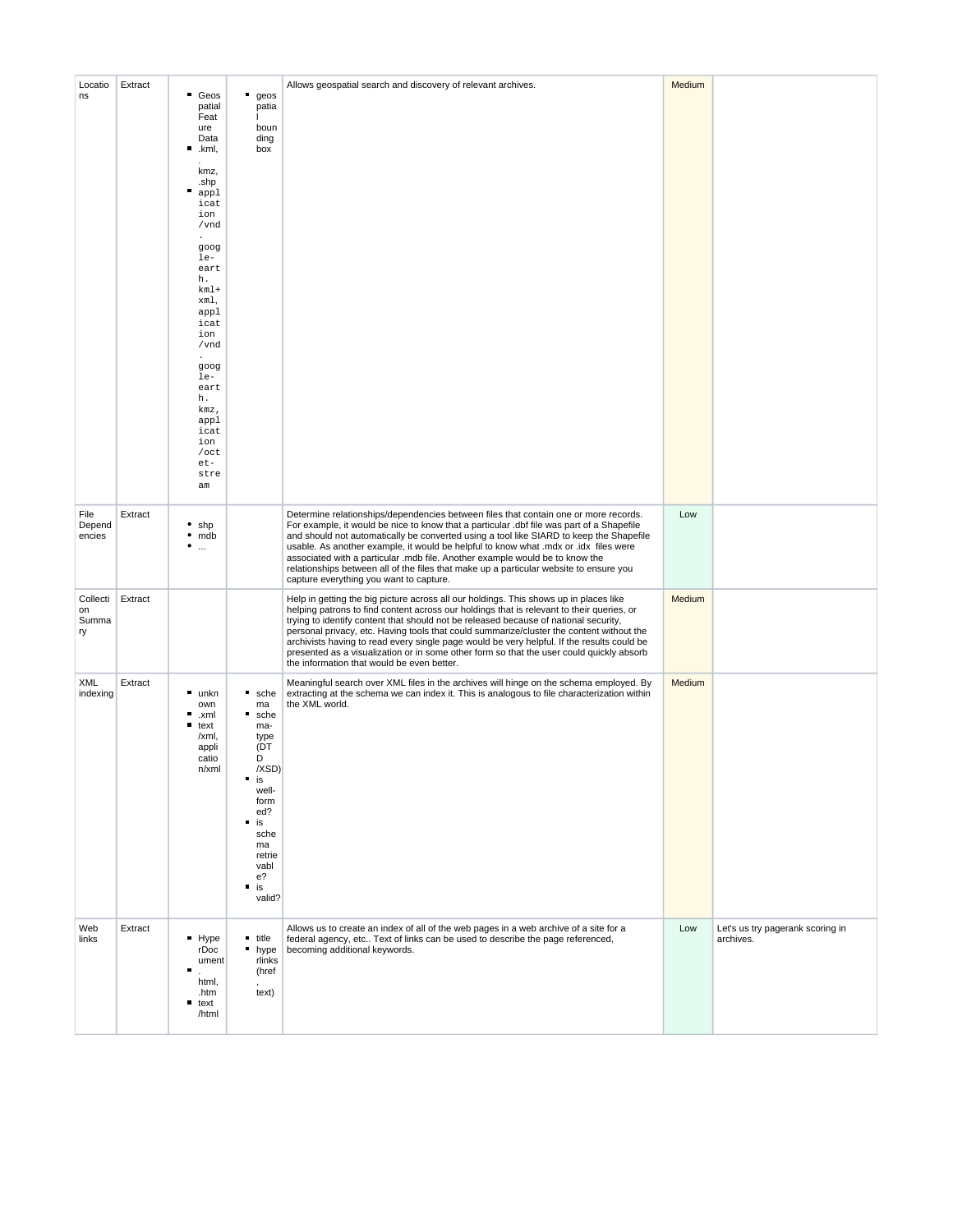| Locations | Extract | <ul><li>Geospatial Feature Data</li><li>.kml, .kmz, .shp</li><li>application/vnd.google-earth.kml+xml, application/vnd.google-earth.kmz, application/octet-stream</li></ul> | <ul><li>geospatial bounding box</li></ul> | Allows geospatial search and discovery of relevant archives. | Medium | |
|---|---|---|---|---|---|---|
| File Dependencies | Extract | <ul><li>shp</li><li>mdb</li><li>...</li></ul> | | Determine relationships/dependencies between files that contain one or more records. For example, it would be nice to know that a particular .dbf file was part of a Shapefile and should not automatically be converted using a tool like SIARD to keep the Shapefile usable. As another example, it would be helpful to know what .mdx or .idx files were associated with a particular .mdb file. Another example would be to know the relationships between all of the files that make up a particular website to ensure you capture everything you want to capture. | Low | |
| Collection Summary | Extract | | | Help in getting the big picture across all our holdings. This shows up in places like helping patrons to find content across our holdings that is relevant to their queries, or trying to identify content that should not be released because of national security, personal privacy, etc. Having tools that could summarize/cluster the content without the archivists having to read every single page would be very helpful. If the results could be presented as a visualization or in some other form so that the user could quickly absorb the information that would be even better. | Medium | |
| XML indexing | Extract | <ul><li>unknown</li><li>.xml</li><li>text/xml, application/xml</li></ul> | <ul><li>schema</li><li>schema-type (DTD/XSD)</li><li>is well-formed?</li><li>is schema retrievable?</li><li>is valid?</li></ul> | Meaningful search over XML files in the archives will hinge on the schema employed. By extracting at the schema we can index it. This is analogous to file characterization within the XML world. | Medium | |
| Web links | Extract | <ul><li>HyperDocument</li><li>.html, .htm</li><li>text/html</li></ul> | <ul><li>title</li><li>hyperlinks (href, text)</li></ul> | Allows us to create an index of all of the web pages in a web archive of a site for a federal agency, etc.. Text of links can be used to describe the page referenced, becoming additional keywords. | Low | Let's us try pagerank scoring in archives. |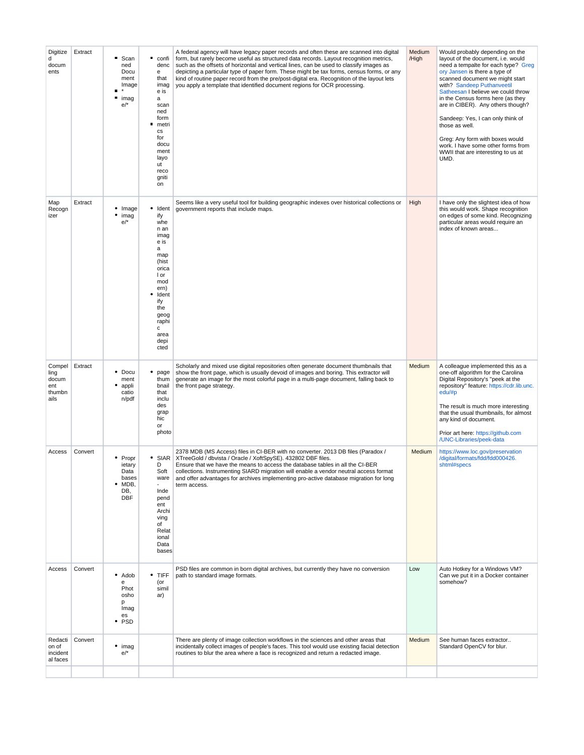| | | | | | | |
|---|---|---|---|---|---|---|
| Digitized documents | Extract | ▪ Scanned Document Image ▪ * ▪ image/* | ▪ confidence that image is a scanned form ▪ metrics for document layout recognition | A federal agency will have legacy paper records and often these are scanned into digital form, but rarely become useful as structured data records. Layout recognition metrics, such as the offsets of horizontal and vertical lines, can be used to classify images as depicting a particular type of paper form. These might be tax forms, census forms, or any kind of routine paper record from the pre/post-digital era. Recognition of the layout lets you apply a template that identified document regions for OCR processing. | Medium /High | Would probably depending on the layout of the document, i.e. would need a tempalte for each type? Gregory Jansen is there a type of scanned document we might start with? Sandeep Puthanveetil Satheesan I believe we could throw in the Census forms here (as they are in CIBER). Any others though?<br><br>Sandeep: Yes, I can only think of those as well.<br><br>Greg: Any form with boxes would work. I have some other forms from WWII that are interesting to us at UMD. |
| Map Recognizer | Extract | • Image • image/* | • Identify when an image is a map (historical or modern) • Identify the geographic area depicted | Seems like a very useful tool for building geographic indexes over historical collections or government reports that include maps. | High | I have only the slightest idea of how this would work. Shape recognition on edges of some kind. Recognizing particular areas would require an index of known areas... |
| Compelling document thumbnails | Extract | • Document • application/pdf | • page thumbnail that includes graphic or photo | Scholarly and mixed use digital repositories often generate document thumbnails that show the front page, which is usually devoid of images and boring. This extractor will generate an image for the most colorful page in a multi-page document, falling back to the front page strategy. | Medium | A colleague implemented this as a one-off algorithm for the Carolina Digital Repository's "peek at the repository" feature: https://cdr.lib.unc.edu/#p<br><br>The result is much more interesting that the usual thumbnails, for almost any kind of document.<br><br>Prior art here: https://github.com/UNC-Libraries/peek-data |
| Access | Convert | • Proprietary Databases • MDB, DB, DBF | • SIARD Software - Independent Archiving of Relational Databases | 2378 MDB (MS Access) files in CI-BER with no converter. 2013 DB files (Paradox / XTreeGold / dbvista / Oracle / XoftSpySE). 432802 DBF files.<br>Ensure that we have the means to access the database tables in all the CI-BER collections. Instrumenting SIARD migration will enable a vendor neutral access format and offer advantages for archives implementing pro-active database migration for long term access. | Medium | https://www.loc.gov/preservation/digital/formats/fdd/fdd000426.shtml#specs |
| Access | Convert | • Adobe Photoshop Images • PSD | • TIFF (or similar) | PSD files are common in born digital archives, but currently they have no conversion path to standard image formats. | Low | Auto Hotkey for a Windows VM? Can we put it in a Docker container somehow? |
| Redaction of incidental faces | Convert | • image/* | | There are plenty of image collection workflows in the sciences and other areas that incidentally collect images of people's faces. This tool would use existing facial detection routines to blur the area where a face is recognized and return a redacted image. | Medium | See human faces extractor.. Standard OpenCV for blur. |
| | | | | | | |